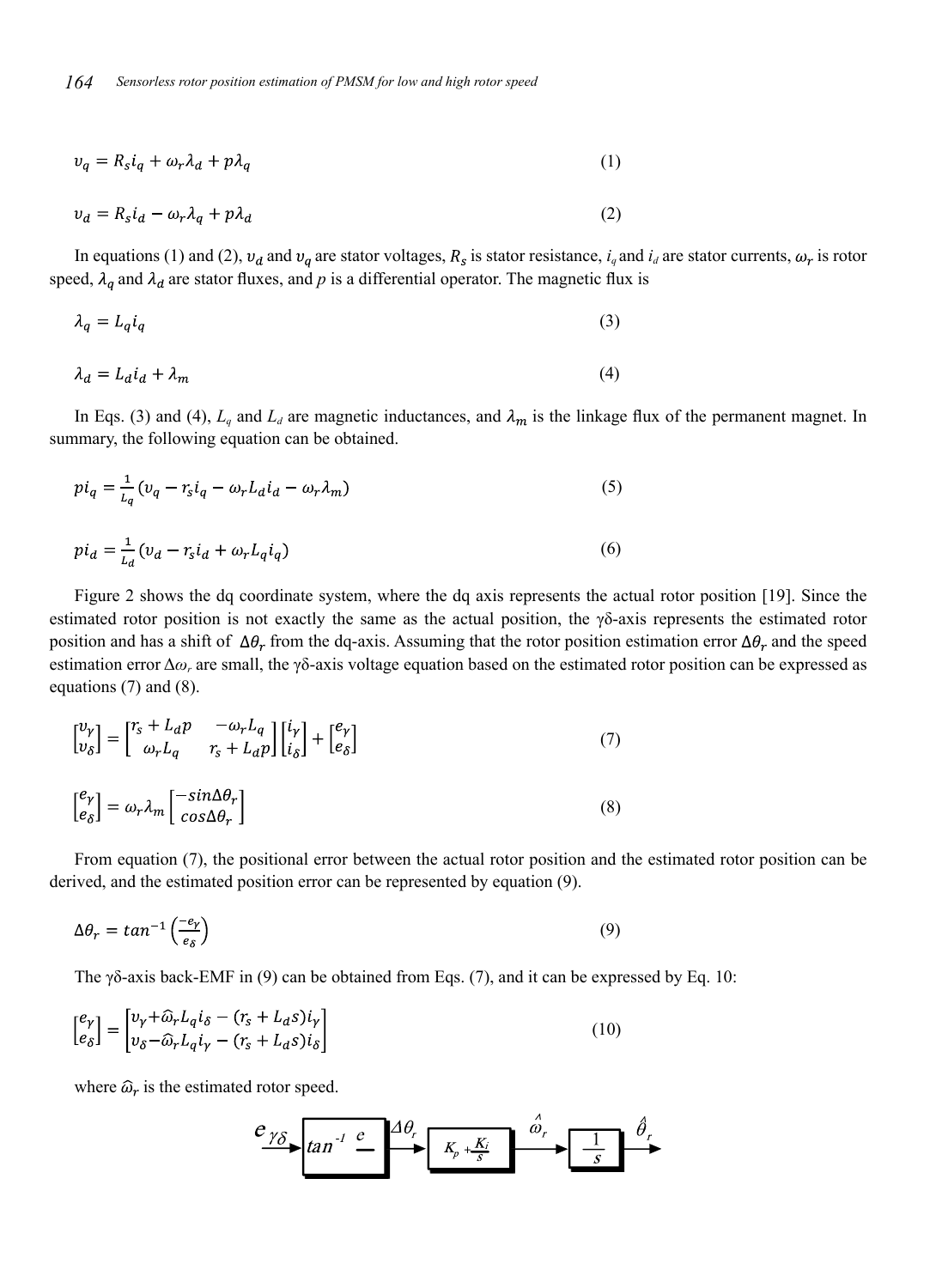$$v_q = R_s i_q + \omega_r \lambda_d + p\lambda_q \tag{1}$$

$$v_d = R_s i_d - \omega_r \lambda_q + p\lambda_d \tag{2}$$

In equations (1) and (2), $v_d$ and $v_q$ are stator voltages, $R_s$ is stator resistance, $i_q$ and $i_d$ are stator currents, $\omega_r$ is rotor speed, $\lambda_q$ and $\lambda_d$ are stator fluxes, and $p$ is a differential operator. The magnetic flux is

$$\lambda_q = L_q i_q \tag{3}$$

$$\lambda_d = L_d i_d + \lambda_m \tag{4}$$

In Eqs. (3) and (4), $L_q$ and $L_d$ are magnetic inductances, and $\lambda_m$ is the linkage flux of the permanent magnet. In summary, the following equation can be obtained.

$$pi_q = \frac{1}{L_q}(v_q - r_s i_q - \omega_r L_d i_d - \omega_r \lambda_m) \tag{5}$$

$$pi_d = \frac{1}{L_d}(v_d - r_s i_d + \omega_r L_q i_q) \tag{6}$$

Figure 2 shows the dq coordinate system, where the dq axis represents the actual rotor position [19]. Since the estimated rotor position is not exactly the same as the actual position, the γδ-axis represents the estimated rotor position and has a shift of $\Delta\theta_r$ from the dq-axis. Assuming that the rotor position estimation error $\Delta\theta_r$ and the speed estimation error $\Delta\omega_r$ are small, the γδ-axis voltage equation based on the estimated rotor position can be expressed as equations (7) and (8).

$$\begin{bmatrix} v_\gamma \\ v_\delta \end{bmatrix} = \begin{bmatrix} r_s + L_d p & -\omega_r L_q \\ \omega_r L_q & r_s + L_d p \end{bmatrix} \begin{bmatrix} i_\gamma \\ i_\delta \end{bmatrix} + \begin{bmatrix} e_\gamma \\ e_\delta \end{bmatrix} \tag{7}$$

$$\begin{bmatrix} e_\gamma \\ e_\delta \end{bmatrix} = \omega_r \lambda_m \begin{bmatrix} -sin\Delta\theta_r \\ cos\Delta\theta_r \end{bmatrix} \tag{8}$$

From equation (7), the positional error between the actual rotor position and the estimated rotor position can be derived, and the estimated position error can be represented by equation (9).

$$\Delta\theta_r = tan^{-1}\left(\frac{-e_\gamma}{e_\delta}\right) \tag{9}$$

The γδ-axis back-EMF in (9) can be obtained from Eqs. (7), and it can be expressed by Eq. 10:

$$\begin{bmatrix} e_\gamma \\ e_\delta \end{bmatrix} = \begin{bmatrix} v_\gamma + \hat{\omega}_r L_q i_\delta - (r_s + L_d s) i_\gamma \\ v_\delta - \hat{\omega}_r L_q i_\gamma - (r_s + L_d s) i_\delta \end{bmatrix} \tag{10}$$

where $\hat{\omega}_r$ is the estimated rotor speed.

$e_{\gamma\delta}$
$tan^{-1}$ $e$
$\Delta\theta_r$
$K_p + \frac{K_i}{s}$
$\hat{\omega}_r$
$\frac{1}{s}$
$\hat{\theta}_r$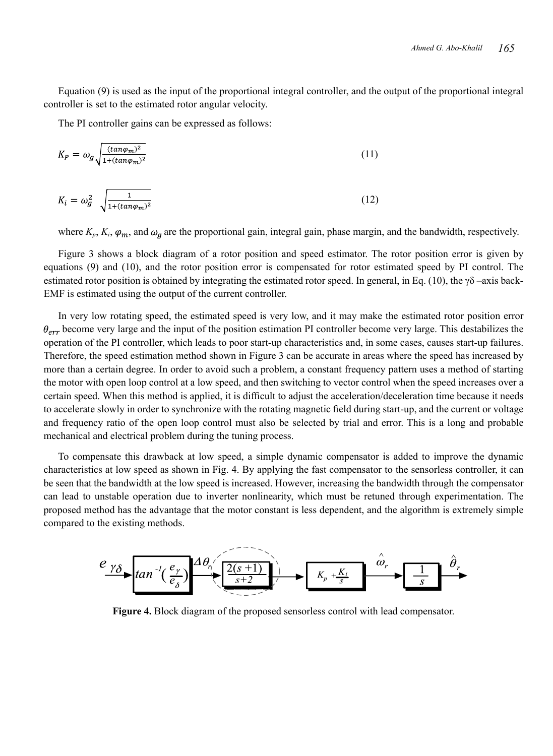Equation (9) is used as the input of the proportional integral controller, and the output of the proportional integral controller is set to the estimated rotor angular velocity.

The PI controller gains can be expressed as follows:

$$K_P = \omega_g \sqrt{\frac{(tan\varphi_m)^2}{1+(tan\varphi_m)^2}} \tag{11}$$

$$K_i = \omega_g^2 \sqrt{\frac{1}{1+(tan\varphi_m)^2}} \tag{12}$$

where $K_p$, $K_i$, $\varphi_m$, and $\omega_g$ are the proportional gain, integral gain, phase margin, and the bandwidth, respectively.

Figure 3 shows a block diagram of a rotor position and speed estimator. The rotor position error is given by equations (9) and (10), and the rotor position error is compensated for rotor estimated speed by PI control. The estimated rotor position is obtained by integrating the estimated rotor speed. In general, in Eq. (10), the $\gamma\delta$ –axis back-EMF is estimated using the output of the current controller.

In very low rotating speed, the estimated speed is very low, and it may make the estimated rotor position error $\theta_{err}$ become very large and the input of the position estimation PI controller become very large. This destabilizes the operation of the PI controller, which leads to poor start-up characteristics and, in some cases, causes start-up failures. Therefore, the speed estimation method shown in Figure 3 can be accurate in areas where the speed has increased by more than a certain degree. In order to avoid such a problem, a constant frequency pattern uses a method of starting the motor with open loop control at a low speed, and then switching to vector control when the speed increases over a certain speed. When this method is applied, it is difficult to adjust the acceleration/deceleration time because it needs to accelerate slowly in order to synchronize with the rotating magnetic field during start-up, and the current or voltage and frequency ratio of the open loop control must also be selected by trial and error. This is a long and probable mechanical and electrical problem during the tuning process.

To compensate this drawback at low speed, a simple dynamic compensator is added to improve the dynamic characteristics at low speed as shown in Fig. 4. By applying the fast compensator to the sensorless controller, it can be seen that the bandwidth at the low speed is increased. However, increasing the bandwidth through the compensator can lead to unstable operation due to inverter nonlinearity, which must be retuned through experimentation. The proposed method has the advantage that the motor constant is less dependent, and the algorithm is extremely simple compared to the existing methods.

$$e_{\gamma\delta} \rightarrow \boxed{tan^{-1}\left(\frac{e_\gamma}{e_\delta}\right)} \xrightarrow{\Delta\theta_r} \boxed{\frac{2(s+1)}{s+2}} \rightarrow \boxed{K_p + \frac{K_i}{s}} \xrightarrow{\hat{\omega}_r} \boxed{\frac{1}{s}} \xrightarrow{\hat{\theta}_r}$$

**Figure 4.** Block diagram of the proposed sensorless control with lead compensator.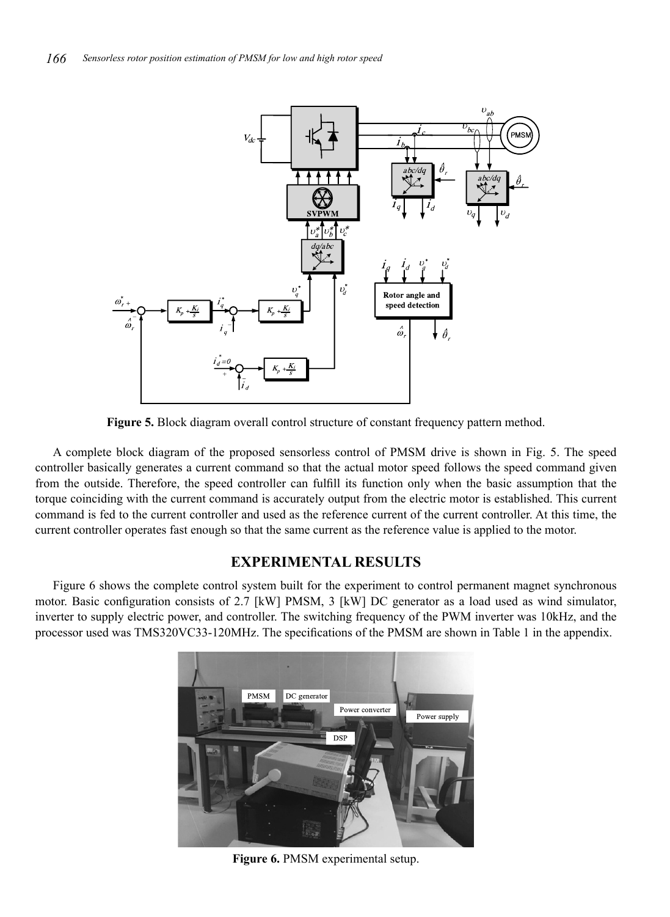**Figure 5.** Block diagram overall control structure of constant frequency pattern method.

A complete block diagram of the proposed sensorless control of PMSM drive is shown in Fig. 5. The speed controller basically generates a current command so that the actual motor speed follows the speed command given from the outside. Therefore, the speed controller can fulfill its function only when the basic assumption that the torque coinciding with the current command is accurately output from the electric motor is established. This current command is fed to the current controller and used as the reference current of the current controller. At this time, the current controller operates fast enough so that the same current as the reference value is applied to the motor.

## EXPERIMENTAL RESULTS

Figure 6 shows the complete control system built for the experiment to control permanent magnet synchronous motor. Basic configuration consists of 2.7 [kW] PMSM, 3 [kW] DC generator as a load used as wind simulator, inverter to supply electric power, and controller. The switching frequency of the PWM inverter was 10kHz, and the processor used was TMS320VC33-120MHz. The specifications of the PMSM are shown in Table 1 in the appendix.

**Figure 6.** PMSM experimental setup.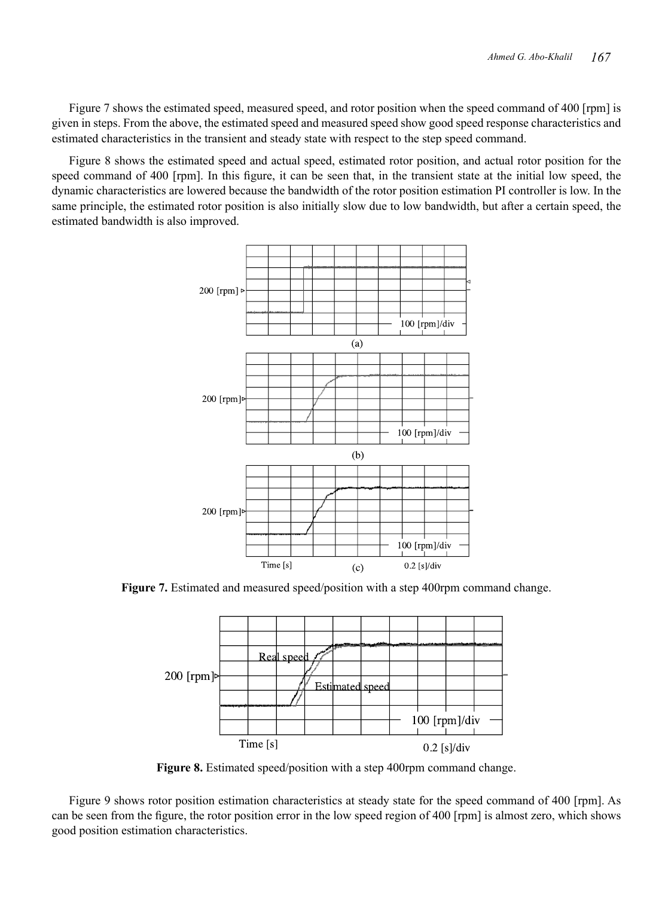Figure 7 shows the estimated speed, measured speed, and rotor position when the speed command of 400 [rpm] is given in steps. From the above, the estimated speed and measured speed show good speed response characteristics and estimated characteristics in the transient and steady state with respect to the step speed command.

Figure 8 shows the estimated speed and actual speed, estimated rotor position, and actual rotor position for the speed command of 400 [rpm]. In this figure, it can be seen that, in the transient state at the initial low speed, the dynamic characteristics are lowered because the bandwidth of the rotor position estimation PI controller is low. In the same principle, the estimated rotor position is also initially slow due to low bandwidth, but after a certain speed, the estimated bandwidth is also improved.

**Figure 7.** Estimated and measured speed/position with a step 400rpm command change.

**Figure 8.** Estimated speed/position with a step 400rpm command change.

Figure 9 shows rotor position estimation characteristics at steady state for the speed command of 400 [rpm]. As can be seen from the figure, the rotor position error in the low speed region of 400 [rpm] is almost zero, which shows good position estimation characteristics.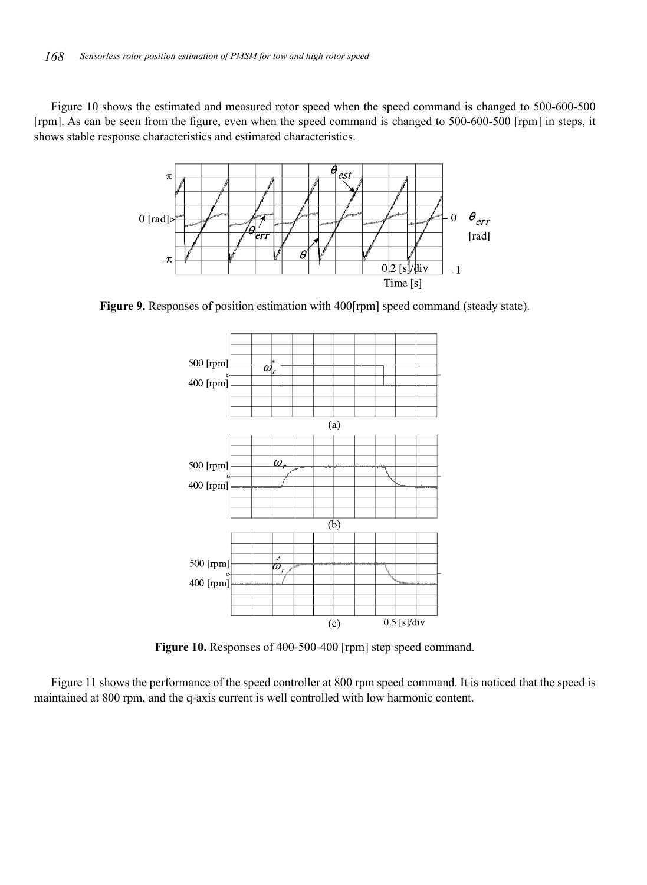Figure 10 shows the estimated and measured rotor speed when the speed command is changed to 500-600-500 [rpm]. As can be seen from the figure, even when the speed command is changed to 500-600-500 [rpm] in steps, it shows stable response characteristics and estimated characteristics.

**Figure 9.** Responses of position estimation with 400[rpm] speed command (steady state).

**Figure 10.** Responses of 400-500-400 [rpm] step speed command.

Figure 11 shows the performance of the speed controller at 800 rpm speed command. It is noticed that the speed is maintained at 800 rpm, and the q-axis current is well controlled with low harmonic content.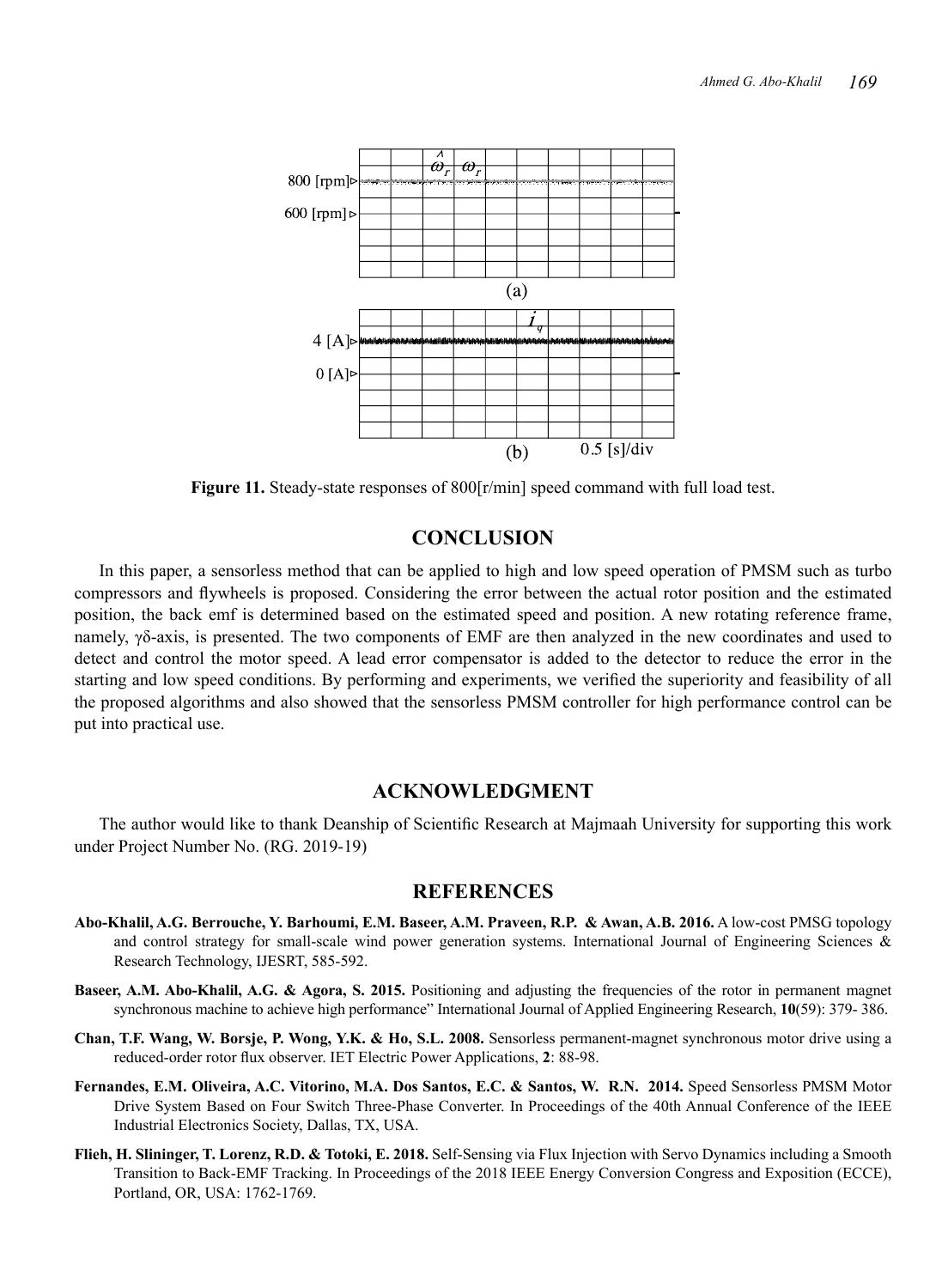**Figure 11.** Steady-state responses of 800[r/min] speed command with full load test.

## CONCLUSION

In this paper, a sensorless method that can be applied to high and low speed operation of PMSM such as turbo compressors and flywheels is proposed. Considering the error between the actual rotor position and the estimated position, the back emf is determined based on the estimated speed and position. A new rotating reference frame, namely, γδ-axis, is presented. The two components of EMF are then analyzed in the new coordinates and used to detect and control the motor speed. A lead error compensator is added to the detector to reduce the error in the starting and low speed conditions. By performing and experiments, we verified the superiority and feasibility of all the proposed algorithms and also showed that the sensorless PMSM controller for high performance control can be put into practical use.

## ACKNOWLEDGMENT

The author would like to thank Deanship of Scientific Research at Majmaah University for supporting this work under Project Number No. (RG. 2019-19)

## REFERENCES

**Abo-Khalil, A.G. Berrouche, Y. Barhoumi, E.M. Baseer, A.M. Praveen, R.P. & Awan, A.B. 2016.** A low-cost PMSG topology and control strategy for small-scale wind power generation systems. International Journal of Engineering Sciences & Research Technology, IJESRT, 585-592.

**Baseer, A.M. Abo-Khalil, A.G. & Agora, S. 2015.** Positioning and adjusting the frequencies of the rotor in permanent magnet synchronous machine to achieve high performance" International Journal of Applied Engineering Research, **10**(59): 379- 386.

**Chan, T.F. Wang, W. Borsje, P. Wong, Y.K. & Ho, S.L. 2008.** Sensorless permanent-magnet synchronous motor drive using a reduced-order rotor flux observer. IET Electric Power Applications, **2**: 88-98.

**Fernandes, E.M. Oliveira, A.C. Vitorino, M.A. Dos Santos, E.C. & Santos, W. R.N. 2014.** Speed Sensorless PMSM Motor Drive System Based on Four Switch Three-Phase Converter. In Proceedings of the 40th Annual Conference of the IEEE Industrial Electronics Society, Dallas, TX, USA.

**Flieh, H. Slininger, T. Lorenz, R.D. & Totoki, E. 2018.** Self-Sensing via Flux Injection with Servo Dynamics including a Smooth Transition to Back-EMF Tracking. In Proceedings of the 2018 IEEE Energy Conversion Congress and Exposition (ECCE), Portland, OR, USA: 1762-1769.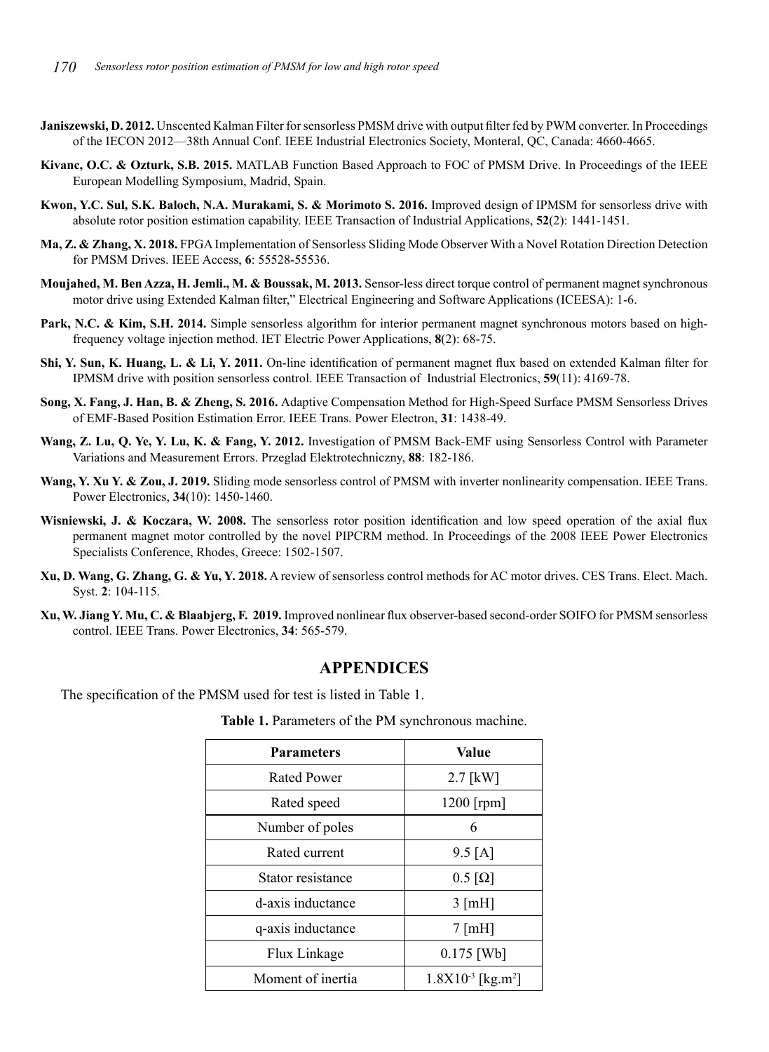**Janiszewski, D. 2012.** Unscented Kalman Filter for sensorless PMSM drive with output filter fed by PWM converter. In Proceedings of the IECON 2012—38th Annual Conf. IEEE Industrial Electronics Society, Monteral, QC, Canada: 4660-4665.

**Kivanc, O.C. & Ozturk, S.B. 2015.** MATLAB Function Based Approach to FOC of PMSM Drive. In Proceedings of the IEEE European Modelling Symposium, Madrid, Spain.

**Kwon, Y.C. Sul, S.K. Baloch, N.A. Murakami, S. & Morimoto S. 2016.** Improved design of IPMSM for sensorless drive with absolute rotor position estimation capability. IEEE Transaction of Industrial Applications, **52**(2): 1441-1451.

**Ma, Z. & Zhang, X. 2018.** FPGA Implementation of Sensorless Sliding Mode Observer With a Novel Rotation Direction Detection for PMSM Drives. IEEE Access, **6**: 55528-55536.

**Moujahed, M. Ben Azza, H. Jemli., M. & Boussak, M. 2013.** Sensor-less direct torque control of permanent magnet synchronous motor drive using Extended Kalman filter," Electrical Engineering and Software Applications (ICEESA): 1-6.

**Park, N.C. & Kim, S.H. 2014.** Simple sensorless algorithm for interior permanent magnet synchronous motors based on high-frequency voltage injection method. IET Electric Power Applications, **8**(2): 68-75.

**Shi, Y. Sun, K. Huang, L. & Li, Y. 2011.** On-line identification of permanent magnet flux based on extended Kalman filter for IPMSM drive with position sensorless control. IEEE Transaction of Industrial Electronics, **59**(11): 4169-78.

**Song, X. Fang, J. Han, B. & Zheng, S. 2016.** Adaptive Compensation Method for High-Speed Surface PMSM Sensorless Drives of EMF-Based Position Estimation Error. IEEE Trans. Power Electron, **31**: 1438-49.

**Wang, Z. Lu, Q. Ye, Y. Lu, K. & Fang, Y. 2012.** Investigation of PMSM Back-EMF using Sensorless Control with Parameter Variations and Measurement Errors. Przeglad Elektrotechniczny, **88**: 182-186.

**Wang, Y. Xu Y. & Zou, J. 2019.** Sliding mode sensorless control of PMSM with inverter nonlinearity compensation. IEEE Trans. Power Electronics, **34**(10): 1450-1460.

**Wisniewski, J. & Koczara, W. 2008.** The sensorless rotor position identification and low speed operation of the axial flux permanent magnet motor controlled by the novel PIPCRM method. In Proceedings of the 2008 IEEE Power Electronics Specialists Conference, Rhodes, Greece: 1502-1507.

**Xu, D. Wang, G. Zhang, G. & Yu, Y. 2018.** A review of sensorless control methods for AC motor drives. CES Trans. Elect. Mach. Syst. **2**: 104-115.

**Xu, W. Jiang Y. Mu, C. & Blaabjerg, F. 2019.** Improved nonlinear flux observer-based second-order SOIFO for PMSM sensorless control. IEEE Trans. Power Electronics, **34**: 565-579.

## APPENDICES

The specification of the PMSM used for test is listed in Table 1.

**Table 1.** Parameters of the PM synchronous machine.

| Parameters | Value |
|---|---|
| Rated Power | 2.7 [kW] |
| Rated speed | 1200 [rpm] |
| Number of poles | 6 |
| Rated current | 9.5 [A] |
| Stator resistance | 0.5 [Ω] |
| d-axis inductance | 3 [mH] |
| q-axis inductance | 7 [mH] |
| Flux Linkage | 0.175 [Wb] |
| Moment of inertia | $1.8X10^{-3}$ [kg.m$^2$] |